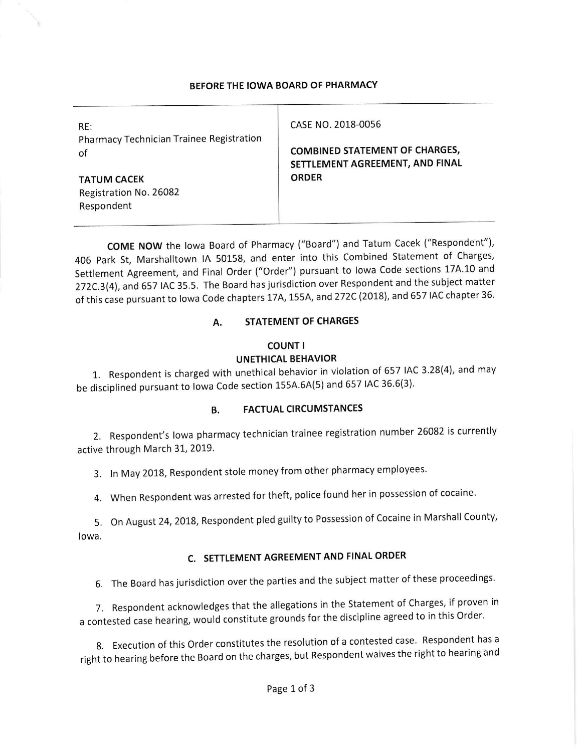**BEFORE THE IOWA BOARD OF PHARMACY**

| | |
|---|---|
| RE:<br>Pharmacy Technician Trainee Registration of<br><br>**TATUM CACEK**<br>Registration No. 26082<br>Respondent | CASE NO. 2018-0056<br><br>**COMBINED STATEMENT OF CHARGES, SETTLEMENT AGREEMENT, AND FINAL ORDER** |

**COME NOW** the Iowa Board of Pharmacy ("Board") and Tatum Cacek ("Respondent"), 406 Park St, Marshalltown IA 50158, and enter into this Combined Statement of Charges, Settlement Agreement, and Final Order ("Order") pursuant to Iowa Code sections 17A.10 and 272C.3(4), and 657 IAC 35.5. The Board has jurisdiction over Respondent and the subject matter of this case pursuant to Iowa Code chapters 17A, 155A, and 272C (2018), and 657 IAC chapter 36.

## A. STATEMENT OF CHARGES

### COUNT I
### UNETHICAL BEHAVIOR

1. Respondent is charged with unethical behavior in violation of 657 IAC 3.28(4), and may be disciplined pursuant to Iowa Code section 155A.6A(5) and 657 IAC 36.6(3).

## B. FACTUAL CIRCUMSTANCES

2. Respondent's Iowa pharmacy technician trainee registration number 26082 is currently active through March 31, 2019.

3. In May 2018, Respondent stole money from other pharmacy employees.

4. When Respondent was arrested for theft, police found her in possession of cocaine.

5. On August 24, 2018, Respondent pled guilty to Possession of Cocaine in Marshall County, Iowa.

## C. SETTLEMENT AGREEMENT AND FINAL ORDER

6. The Board has jurisdiction over the parties and the subject matter of these proceedings.

7. Respondent acknowledges that the allegations in the Statement of Charges, if proven in a contested case hearing, would constitute grounds for the discipline agreed to in this Order.

8. Execution of this Order constitutes the resolution of a contested case. Respondent has a right to hearing before the Board on the charges, but Respondent waives the right to hearing and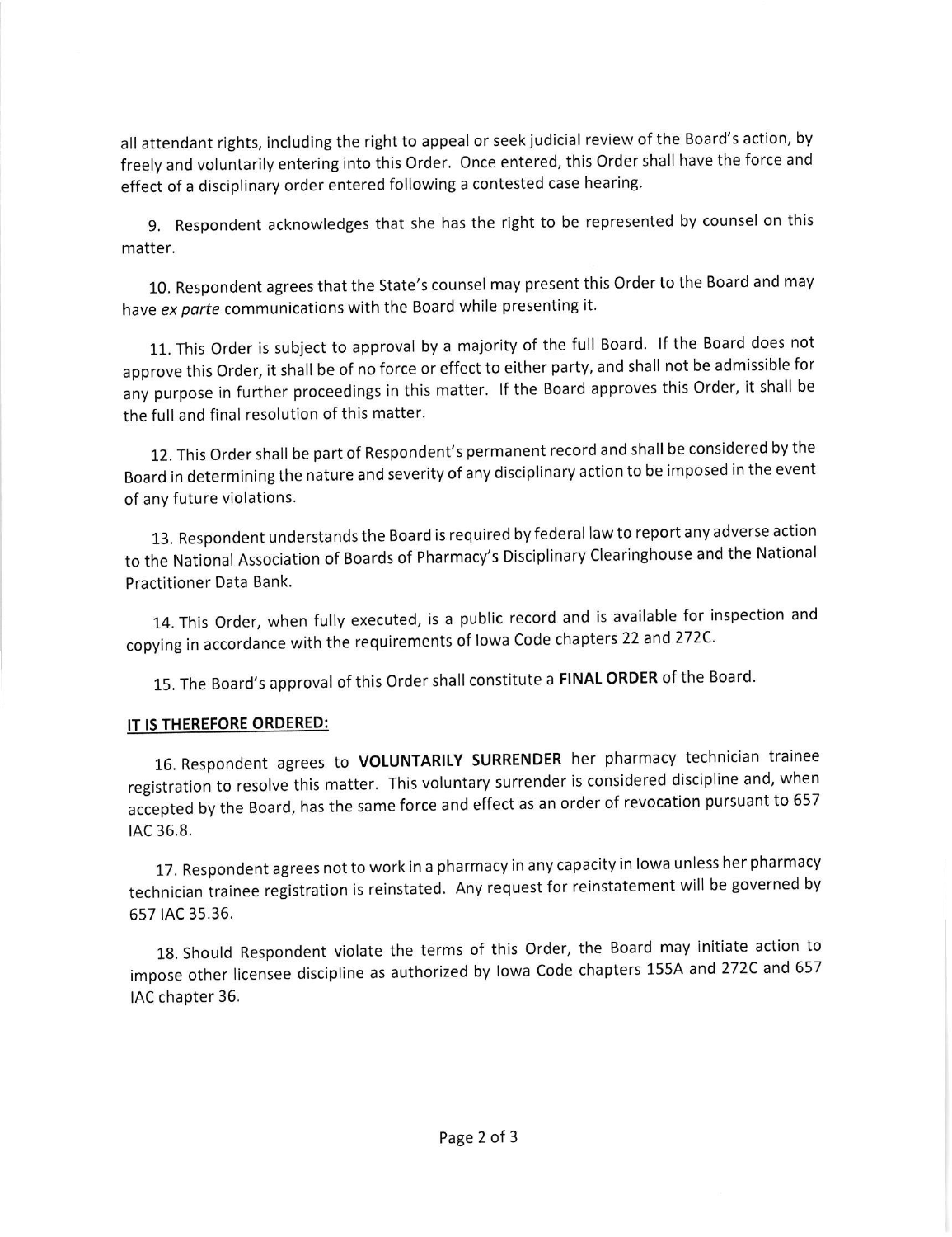all attendant rights, including the right to appeal or seek judicial review of the Board's action, by freely and voluntarily entering into this Order. Once entered, this Order shall have the force and effect of a disciplinary order entered following a contested case hearing.

9. Respondent acknowledges that she has the right to be represented by counsel on this matter.

10. Respondent agrees that the State's counsel may present this Order to the Board and may have *ex parte* communications with the Board while presenting it.

11. This Order is subject to approval by a majority of the full Board. If the Board does not approve this Order, it shall be of no force or effect to either party, and shall not be admissible for any purpose in further proceedings in this matter. If the Board approves this Order, it shall be the full and final resolution of this matter.

12. This Order shall be part of Respondent's permanent record and shall be considered by the Board in determining the nature and severity of any disciplinary action to be imposed in the event of any future violations.

13. Respondent understands the Board is required by federal law to report any adverse action to the National Association of Boards of Pharmacy's Disciplinary Clearinghouse and the National Practitioner Data Bank.

14. This Order, when fully executed, is a public record and is available for inspection and copying in accordance with the requirements of Iowa Code chapters 22 and 272C.

15. The Board's approval of this Order shall constitute a **FINAL ORDER** of the Board.

## IT IS THEREFORE ORDERED:

16. Respondent agrees to **VOLUNTARILY SURRENDER** her pharmacy technician trainee registration to resolve this matter. This voluntary surrender is considered discipline and, when accepted by the Board, has the same force and effect as an order of revocation pursuant to 657 IAC 36.8.

17. Respondent agrees not to work in a pharmacy in any capacity in Iowa unless her pharmacy technician trainee registration is reinstated. Any request for reinstatement will be governed by 657 IAC 35.36.

18. Should Respondent violate the terms of this Order, the Board may initiate action to impose other licensee discipline as authorized by Iowa Code chapters 155A and 272C and 657 IAC chapter 36.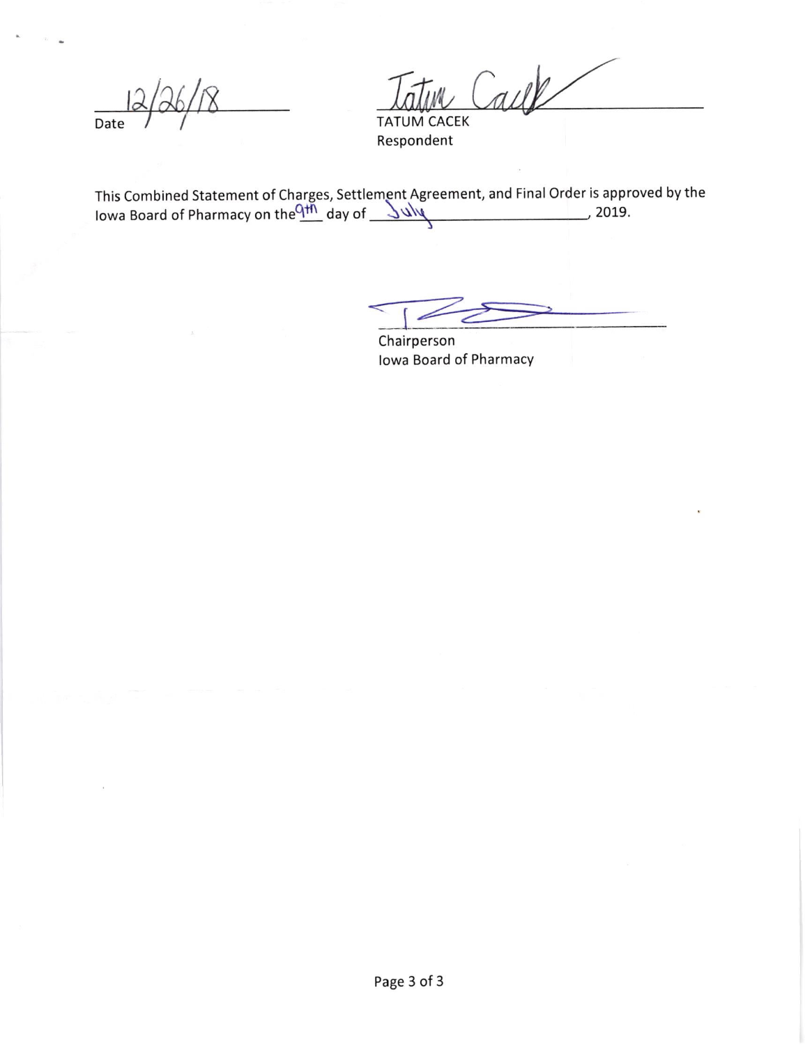12/26/18
Date

Tatum Cacek
TATUM CACEK
Respondent

This Combined Statement of Charges, Settlement Agreement, and Final Order is approved by the Iowa Board of Pharmacy on the 9th day of July, 2019.

Chairperson
Iowa Board of Pharmacy